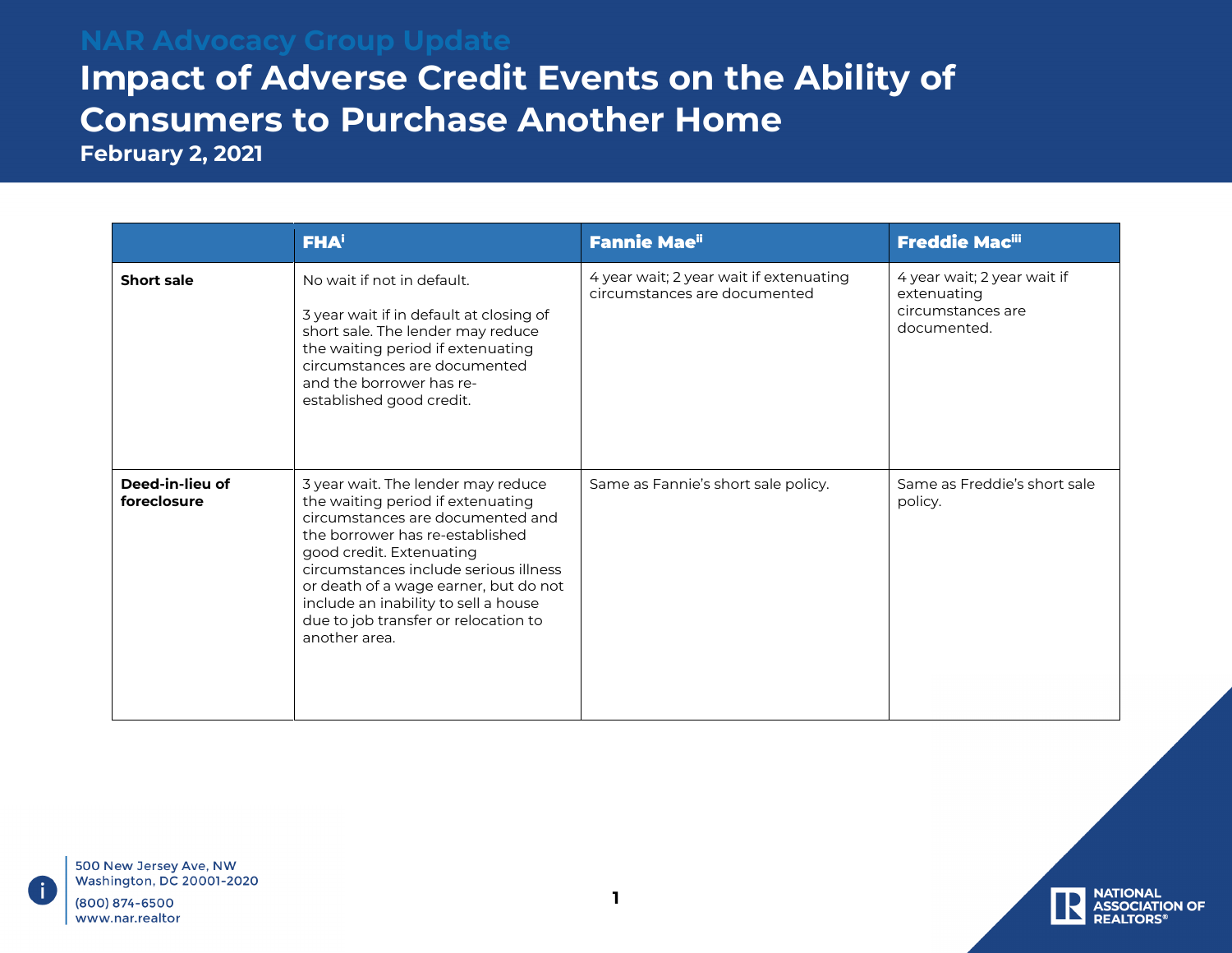NAR Advocacy Group Update

# Impact of Adverse Credit Events on the Ability of Consumers to Purchase Another Home

**February 2, 2021**

| | FHA[i] | Fannie Mae[ii] | Freddie Mac[iii] |
|---|---|---|---|
| **Short sale** | No wait if not in default.<br><br>3 year wait if in default at closing of short sale. The lender may reduce the waiting period if extenuating circumstances are documented and the borrower has re-established good credit. | 4 year wait; 2 year wait if extenuating circumstances are documented | 4 year wait; 2 year wait if extenuating circumstances are documented. |
| **Deed-in-lieu of foreclosure** | 3 year wait. The lender may reduce the waiting period if extenuating circumstances are documented and the borrower has re-established good credit. Extenuating circumstances include serious illness or death of a wage earner, but do not include an inability to sell a house due to job transfer or relocation to another area. | Same as Fannie's short sale policy. | Same as Freddie's short sale policy. |

500 New Jersey Ave, NW
Washington, DC 20001-2020
(800) 874-6500
www.nar.realtor

NATIONAL ASSOCIATION OF REALTORS®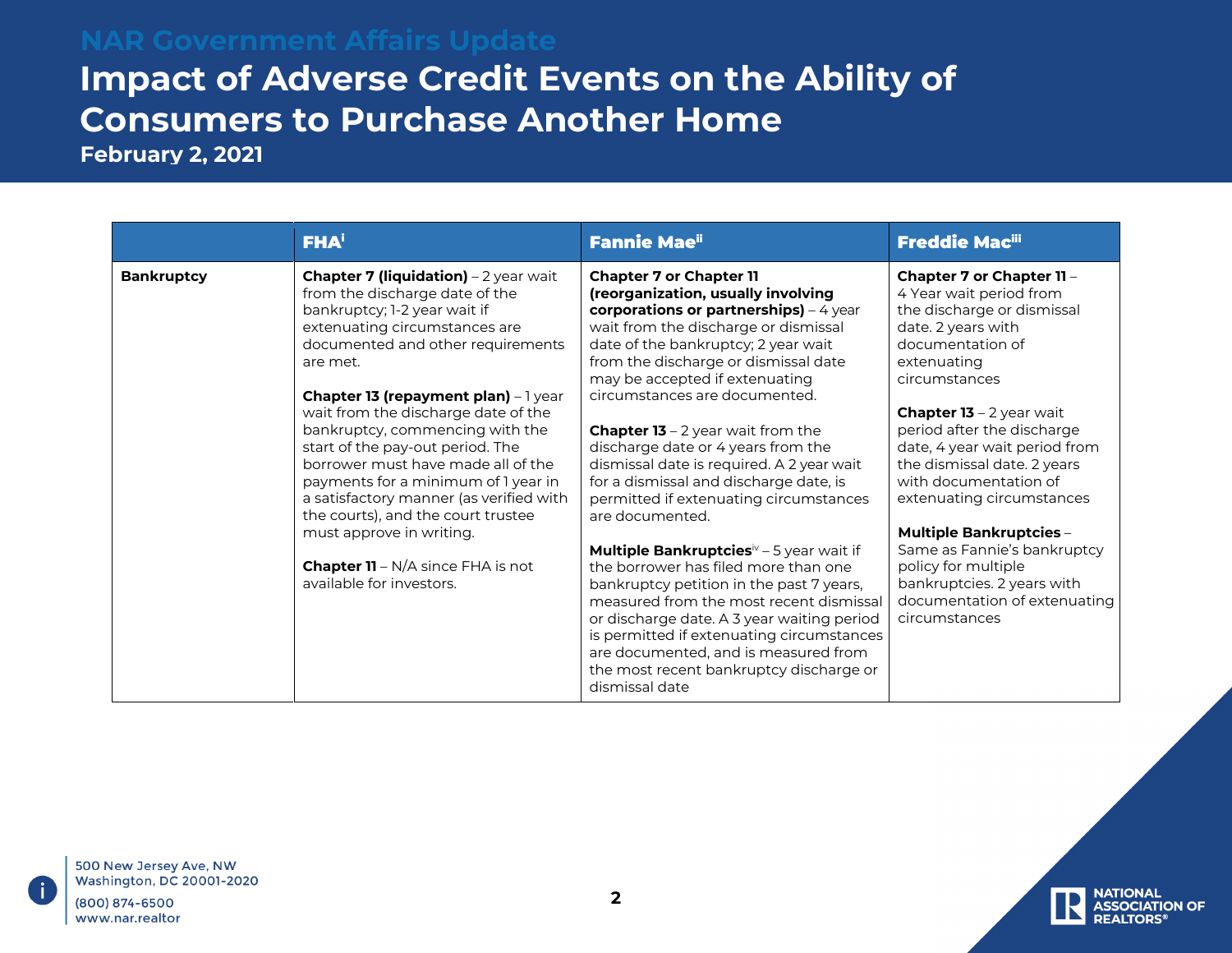# NAR Government Affairs Update

# Impact of Adverse Credit Events on the Ability of Consumers to Purchase Another Home

**February 2, 2021**

| | FHA[i] | Fannie Mae[ii] | Freddie Mac[iii] |
|---|---|---|---|
| **Bankruptcy** | **Chapter 7 (liquidation)** – 2 year wait from the discharge date of the bankruptcy; 1-2 year wait if extenuating circumstances are documented and other requirements are met.<br><br>**Chapter 13 (repayment plan)** – 1 year wait from the discharge date of the bankruptcy, commencing with the start of the pay-out period. The borrower must have made all of the payments for a minimum of 1 year in a satisfactory manner (as verified with the courts), and the court trustee must approve in writing.<br><br>**Chapter 11** – N/A since FHA is not available for investors. | **Chapter 7 or Chapter 11 (reorganization, usually involving corporations or partnerships)** – 4 year wait from the discharge or dismissal date of the bankruptcy; 2 year wait from the discharge or dismissal date may be accepted if extenuating circumstances are documented.<br><br>**Chapter 13** – 2 year wait from the discharge date or 4 years from the dismissal date is required. A 2 year wait for a dismissal and discharge date, is permitted if extenuating circumstances are documented.<br><br>**Multiple Bankruptcies**[iv] – 5 year wait if the borrower has filed more than one bankruptcy petition in the past 7 years, measured from the most recent dismissal or discharge date. A 3 year waiting period is permitted if extenuating circumstances are documented, and is measured from the most recent bankruptcy discharge or dismissal date | **Chapter 7 or Chapter 11** – 4 Year wait period from the discharge or dismissal date. 2 years with documentation of extenuating circumstances<br><br>**Chapter 13** – 2 year wait period after the discharge date, 4 year wait period from the dismissal date. 2 years with documentation of extenuating circumstances<br><br>**Multiple Bankruptcies** – Same as Fannie's bankruptcy policy for multiple bankruptcies. 2 years with documentation of extenuating circumstances |

500 New Jersey Ave, NW
Washington, DC 20001-2020
(800) 874-6500
www.nar.realtor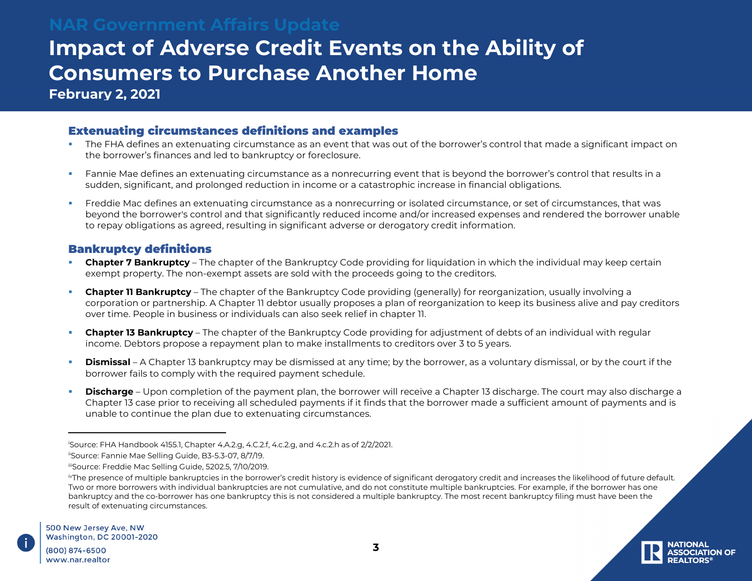## Extenuating circumstances definitions and examples

- The FHA defines an extenuating circumstance as an event that was out of the borrower's control that made a significant impact on the borrower's finances and led to bankruptcy or foreclosure.
- Fannie Mae defines an extenuating circumstance as a nonrecurring event that is beyond the borrower's control that results in a sudden, significant, and prolonged reduction in income or a catastrophic increase in financial obligations.
- Freddie Mac defines an extenuating circumstance as a nonrecurring or isolated circumstance, or set of circumstances, that was beyond the borrower's control and that significantly reduced income and/or increased expenses and rendered the borrower unable to repay obligations as agreed, resulting in significant adverse or derogatory credit information.

## Bankruptcy definitions

- **Chapter 7 Bankruptcy** – The chapter of the Bankruptcy Code providing for liquidation in which the individual may keep certain exempt property. The non-exempt assets are sold with the proceeds going to the creditors.
- **Chapter 11 Bankruptcy** – The chapter of the Bankruptcy Code providing (generally) for reorganization, usually involving a corporation or partnership. A Chapter 11 debtor usually proposes a plan of reorganization to keep its business alive and pay creditors over time. People in business or individuals can also seek relief in chapter 11.
- **Chapter 13 Bankruptcy** – The chapter of the Bankruptcy Code providing for adjustment of debts of an individual with regular income. Debtors propose a repayment plan to make installments to creditors over 3 to 5 years.
- **Dismissal** – A Chapter 13 bankruptcy may be dismissed at any time; by the borrower, as a voluntary dismissal, or by the court if the borrower fails to comply with the required payment schedule.
- **Discharge** – Upon completion of the payment plan, the borrower will receive a Chapter 13 discharge. The court may also discharge a Chapter 13 case prior to receiving all scheduled payments if it finds that the borrower made a sufficient amount of payments and is unable to continue the plan due to extenuating circumstances.

---

[i] Source: FHA Handbook 4155.1, Chapter 4.A.2.g, 4.C.2.f, 4.c.2.g, and 4.c.2.h as of 2/2/2021.

[ii] Source: Fannie Mae Selling Guide, B3-5.3-07, 8/7/19.

[iii] Source: Freddie Mac Selling Guide, 5202.5, 7/10/2019.

[iv] The presence of multiple bankruptcies in the borrower's credit history is evidence of significant derogatory credit and increases the likelihood of future default. Two or more borrowers with individual bankruptcies are not cumulative, and do not constitute multiple bankruptcies. For example, if the borrower has one bankruptcy and the co-borrower has one bankruptcy this is not considered a multiple bankruptcy. The most recent bankruptcy filing must have been the result of extenuating circumstances.